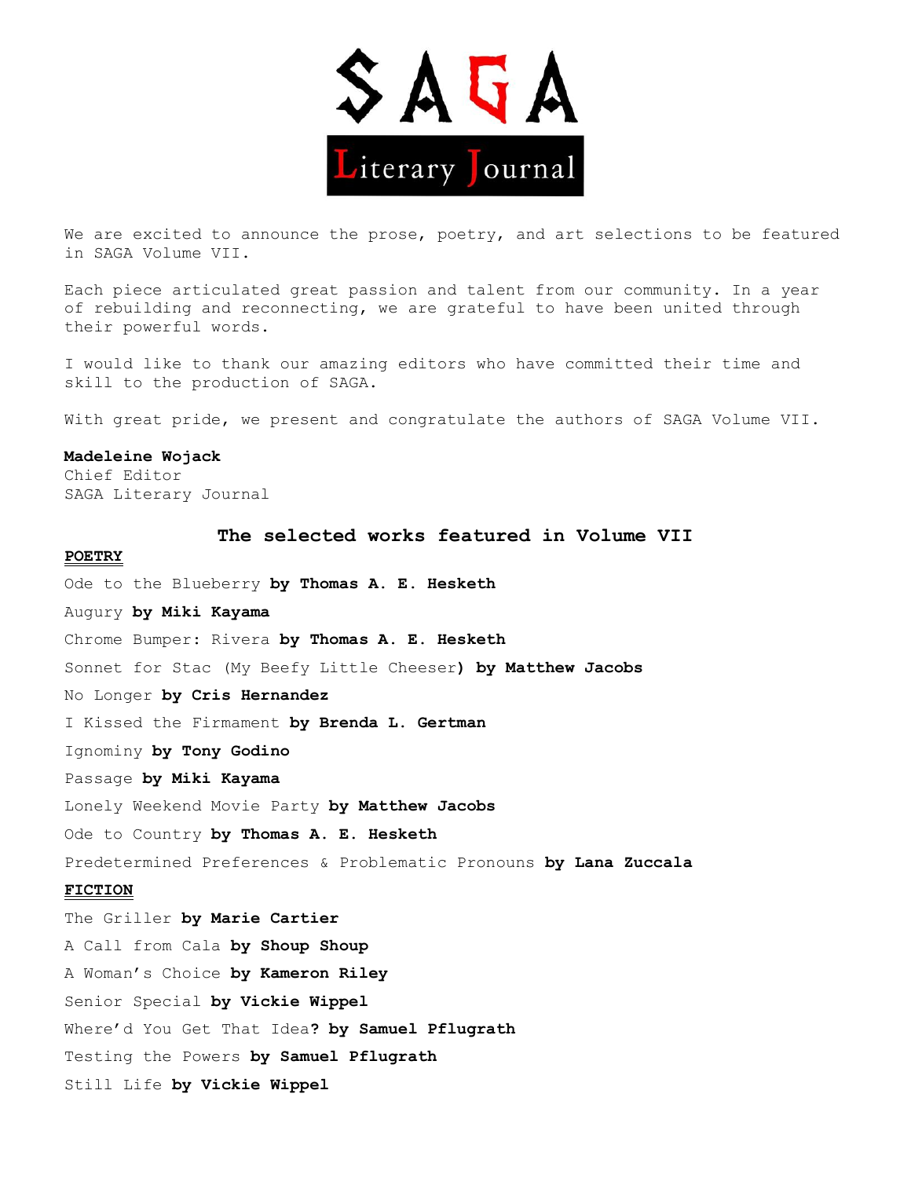# SAGA

## Literary Journal

We are excited to announce the prose, poetry, and art selections to be featured in SAGA Volume VII.

Each piece articulated great passion and talent from our community. In a year of rebuilding and reconnecting, we are grateful to have been united through their powerful words.

I would like to thank our amazing editors who have committed their time and skill to the production of SAGA.

With great pride, we present and congratulate the authors of SAGA Volume VII.

**Madeleine Wojack**
Chief Editor
SAGA Literary Journal

## The selected works featured in Volume VII

### POETRY

Ode to the Blueberry **by Thomas A. E. Hesketh**

Augury **by Miki Kayama**

Chrome Bumper: Rivera **by Thomas A. E. Hesketh**

Sonnet for Stac (My Beefy Little Cheeser**) by Matthew Jacobs**

No Longer **by Cris Hernandez**

I Kissed the Firmament **by Brenda L. Gertman**

Ignominy **by Tony Godino**

Passage **by Miki Kayama**

Lonely Weekend Movie Party **by Matthew Jacobs**

Ode to Country **by Thomas A. E. Hesketh**

Predetermined Preferences & Problematic Pronouns **by Lana Zuccala**

### FICTION

The Griller **by Marie Cartier**

A Call from Cala **by Shoup Shoup**

A Woman's Choice **by Kameron Riley**

Senior Special **by Vickie Wippel**

Where'd You Get That Idea**? by Samuel Pflugrath**

Testing the Powers **by Samuel Pflugrath**

Still Life **by Vickie Wippel**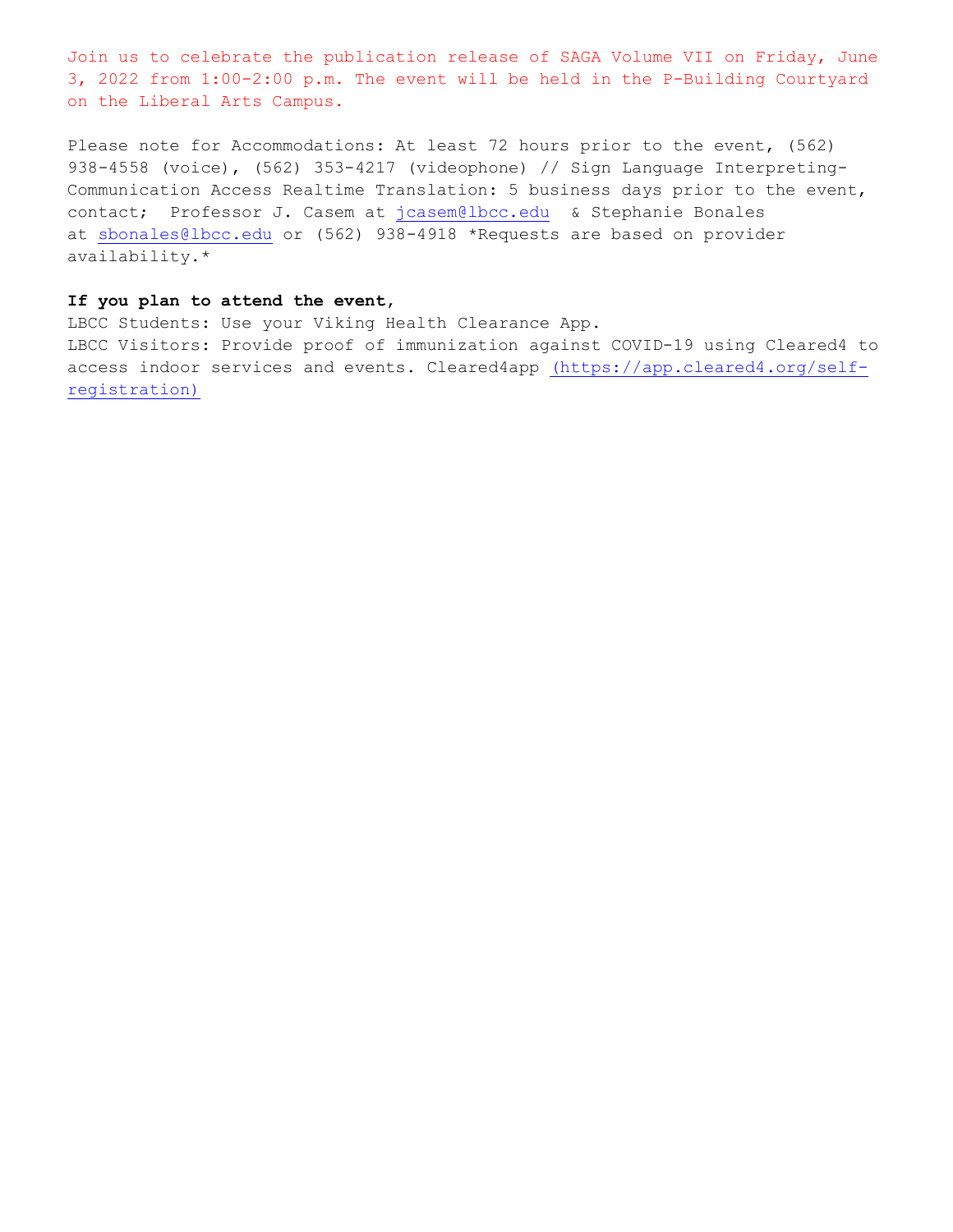Join us to celebrate the publication release of SAGA Volume VII on Friday, June 3, 2022 from 1:00-2:00 p.m. The event will be held in the P-Building Courtyard on the Liberal Arts Campus.

Please note for Accommodations: At least 72 hours prior to the event, (562) 938-4558 (voice), (562) 353-4217 (videophone) // Sign Language Interpreting-Communication Access Realtime Translation: 5 business days prior to the event, contact; Professor J. Casem at jcasem@lbcc.edu & Stephanie Bonales at sbonales@lbcc.edu or (562) 938-4918 *Requests are based on provider availability.*

**If you plan to attend the event,**

LBCC Students: Use your Viking Health Clearance App.

LBCC Visitors: Provide proof of immunization against COVID-19 using Cleared4 to access indoor services and events. Cleared4app (https://app.cleared4.org/self-registration)